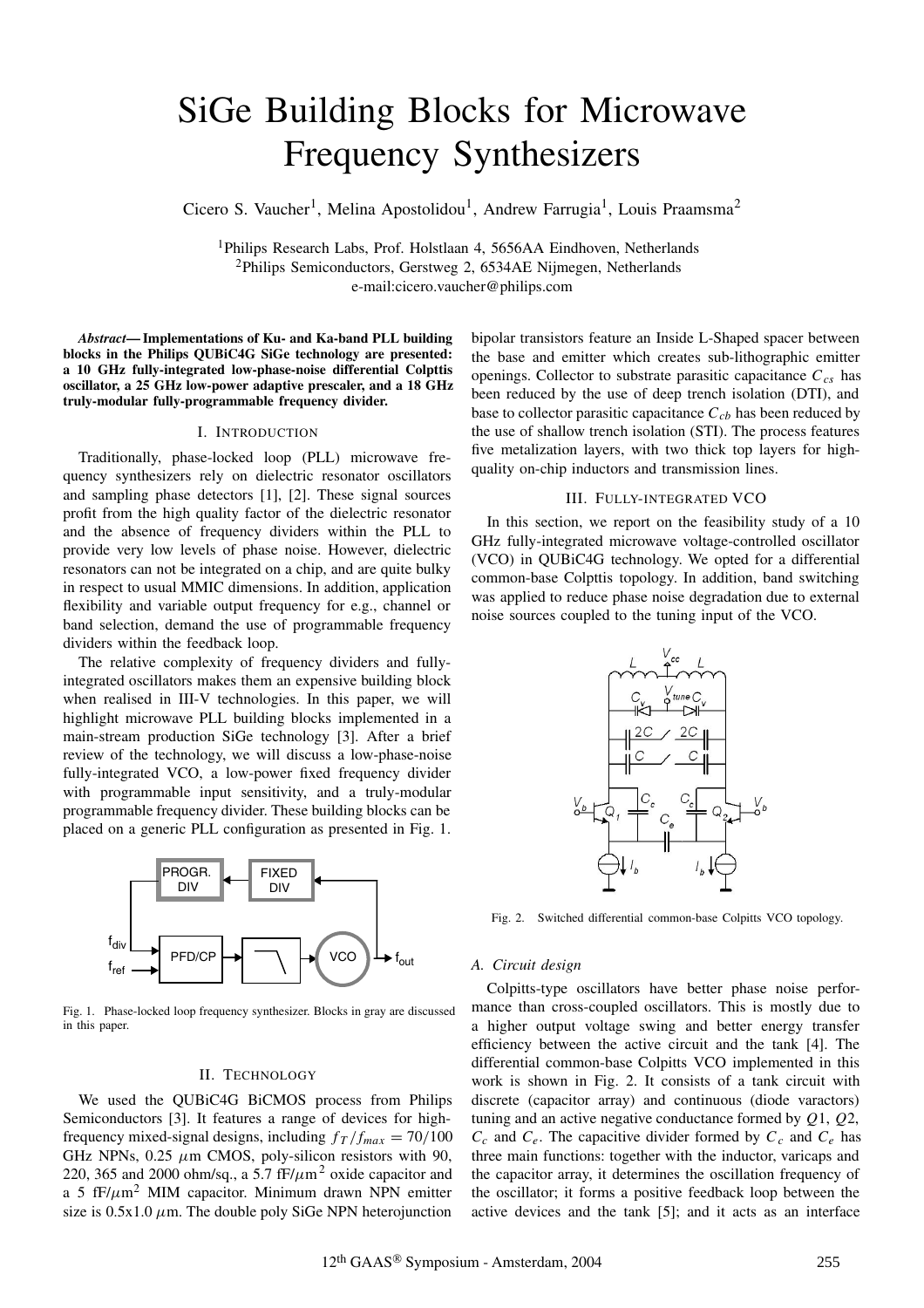# SiGe Building Blocks for Microwave Frequency Synthesizers

Cicero S. Vaucher[1], Melina Apostolidou[1], Andrew Farrugia[1], Louis Praamsma[2]

[1]Philips Research Labs, Prof. Holstlaan 4, 5656AA Eindhoven, Netherlands
[2]Philips Semiconductors, Gerstweg 2, 6534AE Nijmegen, Netherlands
e-mail:cicero.vaucher@philips.com

***Abstract*— Implementations of Ku- and Ka-band PLL building blocks in the Philips QUBiC4G SiGe technology are presented: a 10 GHz fully-integrated low-phase-noise differential Colpttis oscillator, a 25 GHz low-power adaptive prescaler, and a 18 GHz truly-modular fully-programmable frequency divider.**

## I. Introduction

Traditionally, phase-locked loop (PLL) microwave frequency synthesizers rely on dielectric resonator oscillators and sampling phase detectors [1], [2]. These signal sources profit from the high quality factor of the dielectric resonator and the absence of frequency dividers within the PLL to provide very low levels of phase noise. However, dielectric resonators can not be integrated on a chip, and are quite bulky in respect to usual MMIC dimensions. In addition, application flexibility and variable output frequency for e.g., channel or band selection, demand the use of programmable frequency dividers within the feedback loop.

The relative complexity of frequency dividers and fully-integrated oscillators makes them an expensive building block when realised in III-V technologies. In this paper, we will highlight microwave PLL building blocks implemented in a main-stream production SiGe technology [3]. After a brief review of the technology, we will discuss a low-phase-noise fully-integrated VCO, a low-power fixed frequency divider with programmable input sensitivity, and a truly-modular programmable frequency divider. These building blocks can be placed on a generic PLL configuration as presented in Fig. 1.

Fig. 1. Phase-locked loop frequency synthesizer. Blocks in gray are discussed in this paper.

## II. Technology

We used the QUBiC4G BiCMOS process from Philips Semiconductors [3]. It features a range of devices for high-frequency mixed-signal designs, including $f_T/f_{max} = 70/100$ GHz NPNs, 0.25 $\mu$m CMOS, poly-silicon resistors with 90, 220, 365 and 2000 ohm/sq., a 5.7 fF/$\mu$m$^2$ oxide capacitor and a 5 fF/$\mu$m$^2$ MIM capacitor. Minimum drawn NPN emitter size is 0.5x1.0 $\mu$m. The double poly SiGe NPN heterojunction bipolar transistors feature an Inside L-Shaped spacer between the base and emitter which creates sub-lithographic emitter openings. Collector to substrate parasitic capacitance $C_{cs}$ has been reduced by the use of deep trench isolation (DTI), and base to collector parasitic capacitance $C_{cb}$ has been reduced by the use of shallow trench isolation (STI). The process features five metalization layers, with two thick top layers for high-quality on-chip inductors and transmission lines.

## III. Fully-integrated VCO

In this section, we report on the feasibility study of a 10 GHz fully-integrated microwave voltage-controlled oscillator (VCO) in QUBiC4G technology. We opted for a differential common-base Colpttis topology. In addition, band switching was applied to reduce phase noise degradation due to external noise sources coupled to the tuning input of the VCO.

Fig. 2. Switched differential common-base Colpitts VCO topology.

### A. Circuit design

Colpitts-type oscillators have better phase noise performance than cross-coupled oscillators. This is mostly due to a higher output voltage swing and better energy transfer efficiency between the active circuit and the tank [4]. The differential common-base Colpitts VCO implemented in this work is shown in Fig. 2. It consists of a tank circuit with discrete (capacitor array) and continuous (diode varactors) tuning and an active negative conductance formed by $Q1$, $Q2$, $C_c$ and $C_e$. The capacitive divider formed by $C_c$ and $C_e$ has three main functions: together with the inductor, varicaps and the capacitor array, it determines the oscillation frequency of the oscillator; it forms a positive feedback loop between the active devices and the tank [5]; and it acts as an interface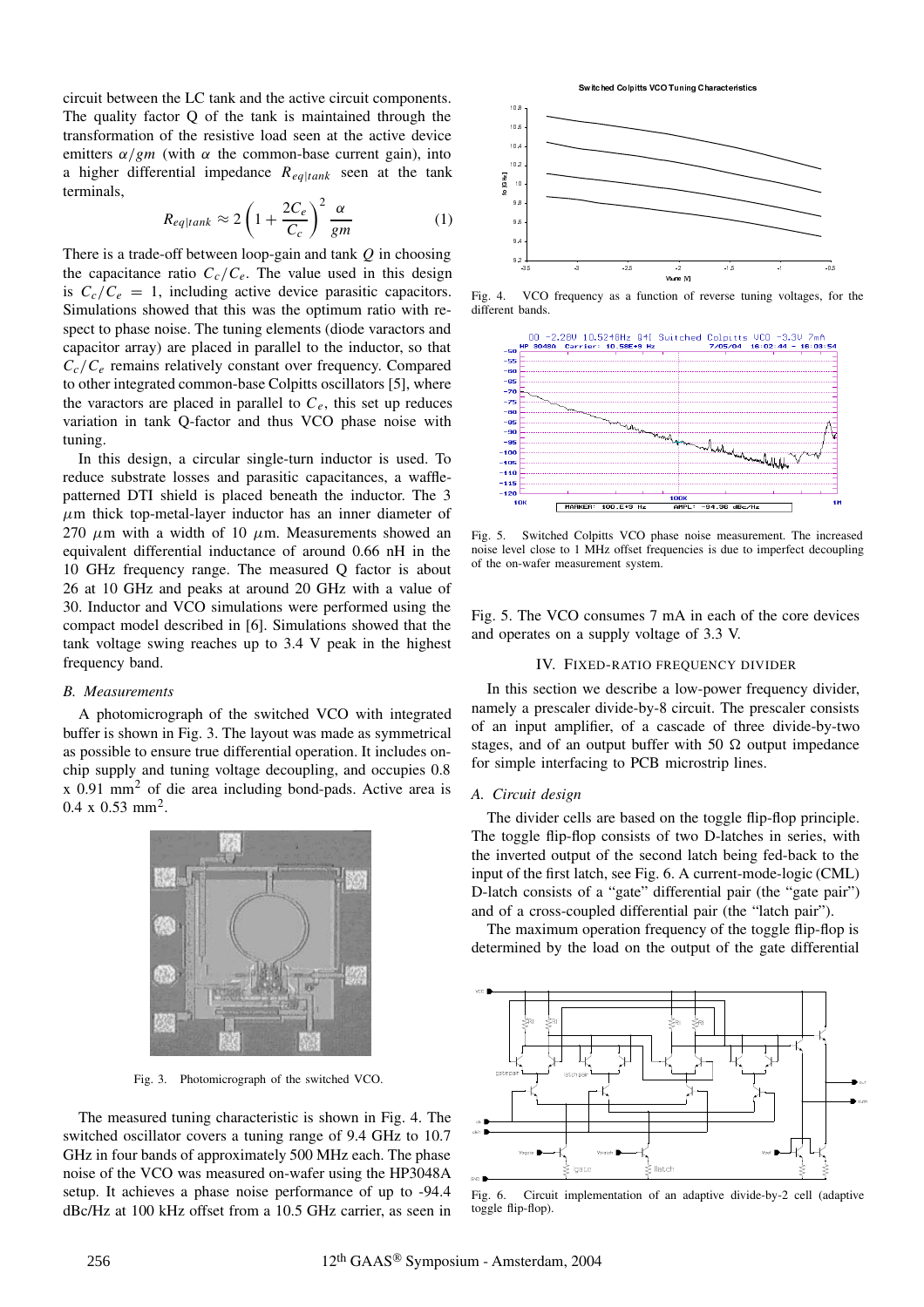circuit between the LC tank and the active circuit components. The quality factor Q of the tank is maintained through the transformation of the resistive load seen at the active device emitters $\alpha/gm$ (with $\alpha$ the common-base current gain), into a higher differential impedance $R_{eq|tank}$ seen at the tank terminals,

$$R_{eq|tank} \approx 2\left(1 + \frac{2C_e}{C_c}\right)^2 \frac{\alpha}{gm} \qquad (1)$$

There is a trade-off between loop-gain and tank $Q$ in choosing the capacitance ratio $C_c/C_e$. The value used in this design is $C_c/C_e = 1$, including active device parasitic capacitors. Simulations showed that this was the optimum ratio with respect to phase noise. The tuning elements (diode varactors and capacitor array) are placed in parallel to the inductor, so that $C_c/C_e$ remains relatively constant over frequency. Compared to other integrated common-base Colpitts oscillators [5], where the varactors are placed in parallel to $C_e$, this set up reduces variation in tank Q-factor and thus VCO phase noise with tuning.

In this design, a circular single-turn inductor is used. To reduce substrate losses and parasitic capacitances, a waffle-patterned DTI shield is placed beneath the inductor. The 3 $\mu$m thick top-metal-layer inductor has an inner diameter of 270 $\mu$m with a width of 10 $\mu$m. Measurements showed an equivalent differential inductance of around 0.66 nH in the 10 GHz frequency range. The measured Q factor is about 26 at 10 GHz and peaks at around 20 GHz with a value of 30. Inductor and VCO simulations were performed using the compact model described in [6]. Simulations showed that the tank voltage swing reaches up to 3.4 V peak in the highest frequency band.

### B. Measurements

A photomicrograph of the switched VCO with integrated buffer is shown in Fig. 3. The layout was made as symmetrical as possible to ensure true differential operation. It includes on-chip supply and tuning voltage decoupling, and occupies 0.8 x 0.91 mm$^2$ of die area including bond-pads. Active area is 0.4 x 0.53 mm$^2$.

Fig. 3. Photomicrograph of the switched VCO.

The measured tuning characteristic is shown in Fig. 4. The switched oscillator covers a tuning range of 9.4 GHz to 10.7 GHz in four bands of approximately 500 MHz each. The phase noise of the VCO was measured on-wafer using the HP3048A setup. It achieves a phase noise performance of up to -94.4 dBc/Hz at 100 kHz offset from a 10.5 GHz carrier, as seen in Fig. 5. The VCO consumes 7 mA in each of the core devices and operates on a supply voltage of 3.3 V.

Fig. 4. VCO frequency as a function of reverse tuning voltages, for the different bands.

Fig. 5. Switched Colpitts VCO phase noise measurement. The increased noise level close to 1 MHz offset frequencies is due to imperfect decoupling of the on-wafer measurement system.

## IV. Fixed-Ratio Frequency Divider

In this section we describe a low-power frequency divider, namely a prescaler divide-by-8 circuit. The prescaler consists of an input amplifier, of a cascade of three divide-by-two stages, and of an output buffer with 50 Ω output impedance for simple interfacing to PCB microstrip lines.

### A. Circuit design

The divider cells are based on the toggle flip-flop principle. The toggle flip-flop consists of two D-latches in series, with the inverted output of the second latch being fed-back to the input of the first latch, see Fig. 6. A current-mode-logic (CML) D-latch consists of a "gate" differential pair (the "gate pair") and of a cross-coupled differential pair (the "latch pair").

The maximum operation frequency of the toggle flip-flop is determined by the load on the output of the gate differential

Fig. 6. Circuit implementation of an adaptive divide-by-2 cell (adaptive toggle flip-flop).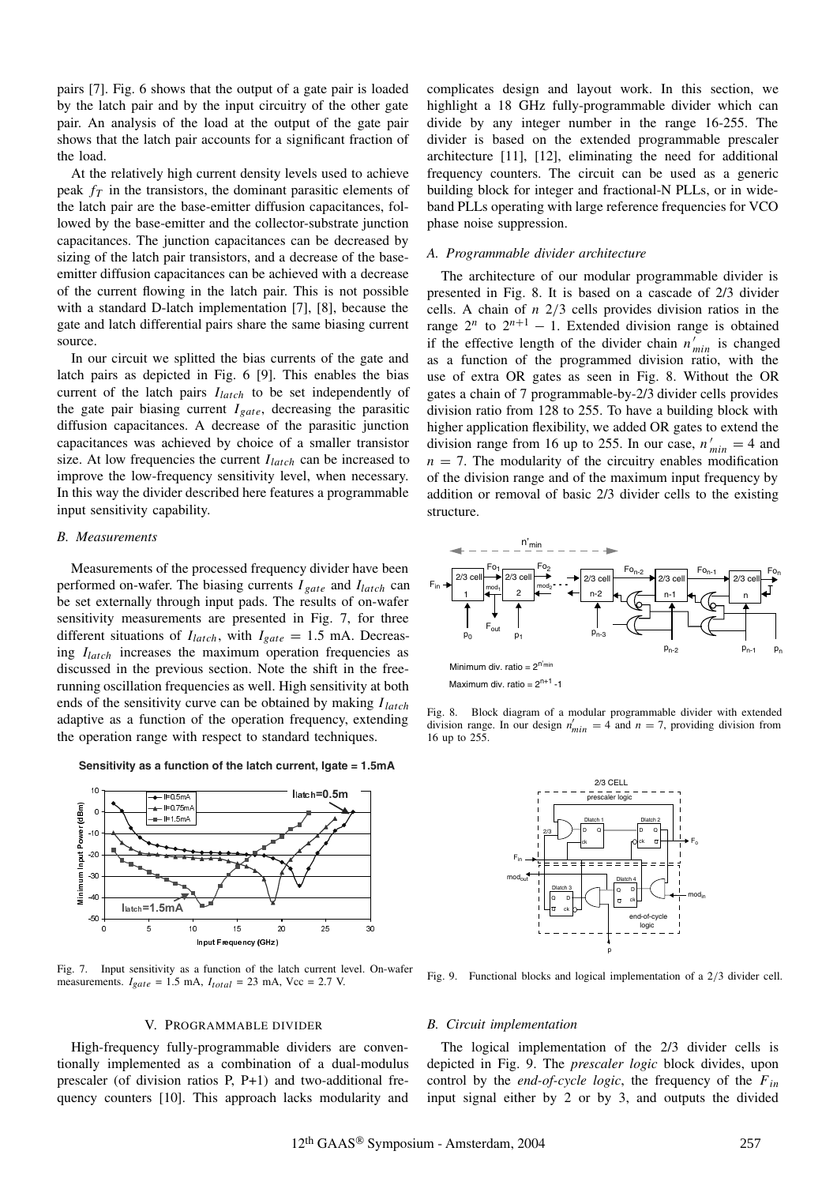pairs [7]. Fig. 6 shows that the output of a gate pair is loaded by the latch pair and by the input circuitry of the other gate pair. An analysis of the load at the output of the gate pair shows that the latch pair accounts for a significant fraction of the load.

At the relatively high current density levels used to achieve peak $f_T$ in the transistors, the dominant parasitic elements of the latch pair are the base-emitter diffusion capacitances, followed by the base-emitter and the collector-substrate junction capacitances. The junction capacitances can be decreased by sizing of the latch pair transistors, and a decrease of the base-emitter diffusion capacitances can be achieved with a decrease of the current flowing in the latch pair. This is not possible with a standard D-latch implementation [7], [8], because the gate and latch differential pairs share the same biasing current source.

In our circuit we splitted the bias currents of the gate and latch pairs as depicted in Fig. 6 [9]. This enables the bias current of the latch pairs $I_{latch}$ to be set independently of the gate pair biasing current $I_{gate}$, decreasing the parasitic diffusion capacitances. A decrease of the parasitic junction capacitances was achieved by choice of a smaller transistor size. At low frequencies the current $I_{latch}$ can be increased to improve the low-frequency sensitivity level, when necessary. In this way the divider described here features a programmable input sensitivity capability.

### B. Measurements

Measurements of the processed frequency divider have been performed on-wafer. The biasing currents $I_{gate}$ and $I_{latch}$ can be set externally through input pads. The results of on-wafer sensitivity measurements are presented in Fig. 7, for three different situations of $I_{latch}$, with $I_{gate} = 1.5$ mA. Decreasing $I_{latch}$ increases the maximum operation frequencies as discussed in the previous section. Note the shift in the free-running oscillation frequencies as well. High sensitivity at both ends of the sensitivity curve can be obtained by making $I_{latch}$ adaptive as a function of the operation frequency, extending the operation range with respect to standard techniques.

Fig. 7. Input sensitivity as a function of the latch current level. On-wafer measurements. $I_{gate}$ = 1.5 mA, $I_{total}$ = 23 mA, Vcc = 2.7 V.

## V. Programmable divider

High-frequency fully-programmable dividers are conventionally implemented as a combination of a dual-modulus prescaler (of division ratios P, P+1) and two-additional frequency counters [10]. This approach lacks modularity and complicates design and layout work. In this section, we highlight a 18 GHz fully-programmable divider which can divide by any integer number in the range 16-255. The divider is based on the extended programmable prescaler architecture [11], [12], eliminating the need for additional frequency counters. The circuit can be used as a generic building block for integer and fractional-N PLLs, or in wide-band PLLs operating with large reference frequencies for VCO phase noise suppression.

### A. Programmable divider architecture

The architecture of our modular programmable divider is presented in Fig. 8. It is based on a cascade of 2/3 divider cells. A chain of $n$ 2/3 cells provides division ratios in the range $2^n$ to $2^{n+1} - 1$. Extended division range is obtained if the effective length of the divider chain $n'_{min}$ is changed as a function of the programmed division ratio, with the use of extra OR gates as seen in Fig. 8. Without the OR gates a chain of 7 programmable-by-2/3 divider cells provides division ratio from 128 to 255. To have a building block with higher application flexibility, we added OR gates to extend the division range from 16 up to 255. In our case, $n'_{min} = 4$ and $n = 7$. The modularity of the circuitry enables modification of the division range and of the maximum input frequency by addition or removal of basic 2/3 divider cells to the existing structure.

Fig. 8. Block diagram of a modular programmable divider with extended division range. In our design $n'_{min} = 4$ and $n = 7$, providing division from 16 up to 255.

Fig. 9. Functional blocks and logical implementation of a 2/3 divider cell.

### B. Circuit implementation

The logical implementation of the 2/3 divider cells is depicted in Fig. 9. The *prescaler logic* block divides, upon control by the *end-of-cycle logic*, the frequency of the $F_{in}$ input signal either by 2 or by 3, and outputs the divided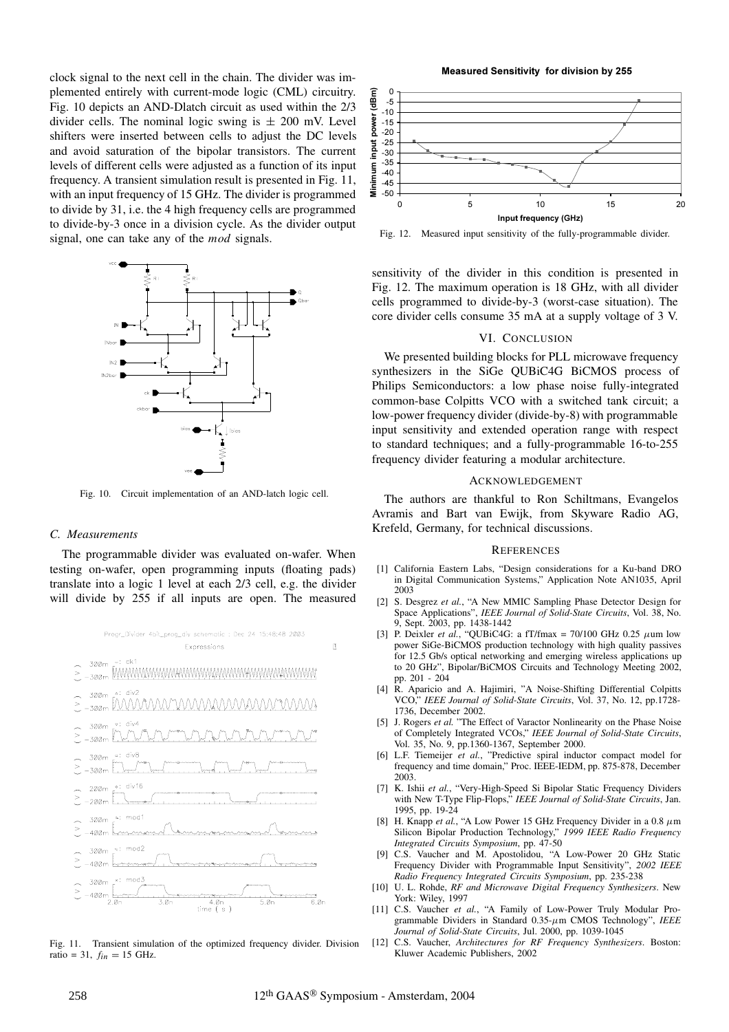clock signal to the next cell in the chain. The divider was implemented entirely with current-mode logic (CML) circuitry. Fig. 10 depicts an AND-Dlatch circuit as used within the 2/3 divider cells. The nominal logic swing is ± 200 mV. Level shifters were inserted between cells to adjust the DC levels and avoid saturation of the bipolar transistors. The current levels of different cells were adjusted as a function of its input frequency. A transient simulation result is presented in Fig. 11, with an input frequency of 15 GHz. The divider is programmed to divide by 31, i.e. the 4 high frequency cells are programmed to divide-by-3 once in a division cycle. As the divider output signal, one can take any of the *mod* signals.

Fig. 10. Circuit implementation of an AND-latch logic cell.

### C. Measurements

The programmable divider was evaluated on-wafer. When testing on-wafer, open programming inputs (floating pads) translate into a logic 1 level at each 2/3 cell, e.g. the divider will divide by 255 if all inputs are open. The measured sensitivity of the divider in this condition is presented in Fig. 12. The maximum operation is 18 GHz, with all divider cells programmed to divide-by-3 (worst-case situation). The core divider cells consume 35 mA at a supply voltage of 3 V.

Fig. 11. Transient simulation of the optimized frequency divider. Division ratio = 31, $f_{in}$ = 15 GHz.

Measured Sensitivity for division by 255

Minimum input power (dBm)

0
-5
-10
-15
-20
-25
-30
-35
-40
-45
-50

Input frequency (GHz)

0
5
10
15
20

Fig. 12. Measured input sensitivity of the fully-programmable divider.

## VI. Conclusion

We presented building blocks for PLL microwave frequency synthesizers in the SiGe QUBiC4G BiCMOS process of Philips Semiconductors: a low phase noise fully-integrated common-base Colpitts VCO with a switched tank circuit; a low-power frequency divider (divide-by-8) with programmable input sensitivity and extended operation range with respect to standard techniques; and a fully-programmable 16-to-255 frequency divider featuring a modular architecture.

## Acknowledgement

The authors are thankful to Ron Schiltmans, Evangelos Avramis and Bart van Ewijk, from Skyware Radio AG, Krefeld, Germany, for technical discussions.

## References

[1] California Eastern Labs, "Design considerations for a Ku-band DRO in Digital Communication Systems," Application Note AN1035, April 2003

[2] S. Desgrez *et al.*, "A New MMIC Sampling Phase Detector Design for Space Applications", *IEEE Journal of Solid-State Circuits*, Vol. 38, No. 9, Sept. 2003, pp. 1438-1442

[3] P. Deixler *et al.*, "QUBiC4G: a fT/fmax = 70/100 GHz 0.25 μum low power SiGe-BiCMOS production technology with high quality passives for 12.5 Gb/s optical networking and emerging wireless applications up to 20 GHz", Bipolar/BiCMOS Circuits and Technology Meeting 2002, pp. 201 - 204

[4] R. Aparicio and A. Hajimiri, "A Noise-Shifting Differential Colpitts VCO," *IEEE Journal of Solid-State Circuits*, Vol. 37, No. 12, pp.1728-1736, December 2002.

[5] J. Rogers *et al.* "The Effect of Varactor Nonlinearity on the Phase Noise of Completely Integrated VCOs," *IEEE Journal of Solid-State Circuits*, Vol. 35, No. 9, pp.1360-1367, September 2000.

[6] L.F. Tiemeijer *et al.*, "Predictive spiral inductor compact model for frequency and time domain," Proc. IEEE-IEDM, pp. 875-878, December 2003.

[7] K. Ishii *et al.*, "Very-High-Speed Si Bipolar Static Frequency Dividers with New T-Type Flip-Flops," *IEEE Journal of Solid-State Circuits*, Jan. 1995, pp. 19-24

[8] H. Knapp *et al.*, "A Low Power 15 GHz Frequency Divider in a 0.8 μm Silicon Bipolar Production Technology," *1999 IEEE Radio Frequency Integrated Circuits Symposium*, pp. 47-50

[9] C.S. Vaucher and M. Apostolidou, "A Low-Power 20 GHz Static Frequency Divider with Programmable Input Sensitivity", *2002 IEEE Radio Frequency Integrated Circuits Symposium*, pp. 235-238

[10] U. L. Rohde, *RF and Microwave Digital Frequency Synthesizers*. New York: Wiley, 1997

[11] C.S. Vaucher *et al.*, "A Family of Low-Power Truly Modular Programmable Dividers in Standard 0.35-μm CMOS Technology", *IEEE Journal of Solid-State Circuits*, Jul. 2000, pp. 1039-1045

[12] C.S. Vaucher, *Architectures for RF Frequency Synthesizers*. Boston: Kluwer Academic Publishers, 2002